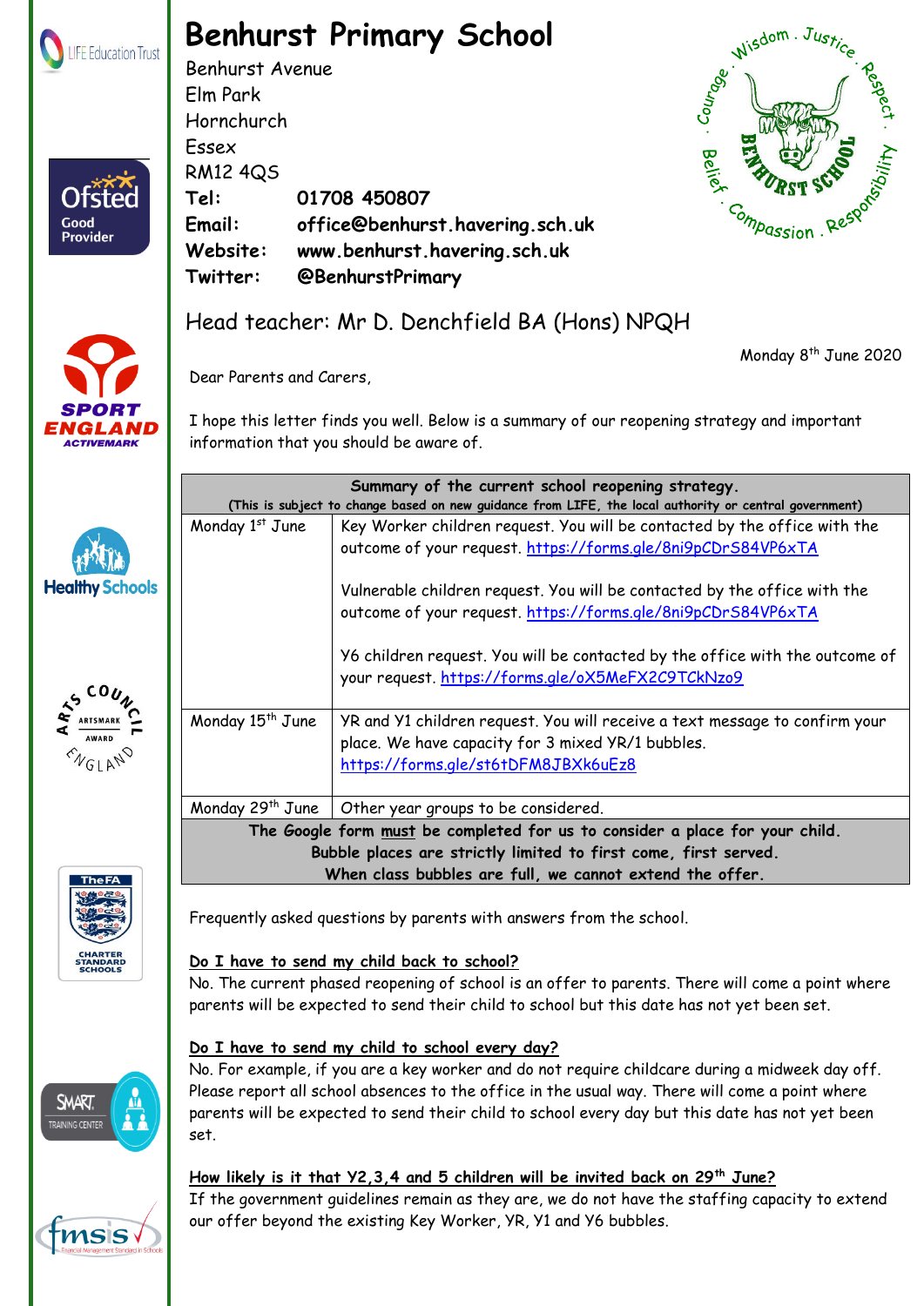# Benhurst Primary School

Benhurst Avenue
Elm Park
Hornchurch
Essex
RM12 4QS

**Tel:** **01708 450807**
**Email:** **office@benhurst.havering.sch.uk**
**Website:** **www.benhurst.havering.sch.uk**
**Twitter:** **@BenhurstPrimary**

## Head teacher: Mr D. Denchfield BA (Hons) NPQH

Monday 8th June 2020

Dear Parents and Carers,

I hope this letter finds you well. Below is a summary of our reopening strategy and important information that you should be aware of.

| **Summary of the current school reopening strategy.** (This is subject to change based on new guidance from LIFE, the local authority or central government) | |
|---|---|
| Monday 1st June | Key Worker children request. You will be contacted by the office with the outcome of your request. https://forms.gle/8ni9pCDrS84VP6xTA<br><br>Vulnerable children request. You will be contacted by the office with the outcome of your request. https://forms.gle/8ni9pCDrS84VP6xTA<br><br>Y6 children request. You will be contacted by the office with the outcome of your request. https://forms.gle/oX5MeFX2C9TCkNzo9 |
| Monday 15th June | YR and Y1 children request. You will receive a text message to confirm your place. We have capacity for 3 mixed YR/1 bubbles. https://forms.gle/st6tDFM8JBXk6uEz8 |
| Monday 29th June | Other year groups to be considered. |
| **The Google form must be completed for us to consider a place for your child. Bubble places are strictly limited to first come, first served. When class bubbles are full, we cannot extend the offer.** | |

Frequently asked questions by parents with answers from the school.

**Do I have to send my child back to school?**
No. The current phased reopening of school is an offer to parents. There will come a point where parents will be expected to send their child to school but this date has not yet been set.

**Do I have to send my child to school every day?**
No. For example, if you are a key worker and do not require childcare during a midweek day off. Please report all school absences to the office in the usual way. There will come a point where parents will be expected to send their child to school every day but this date has not yet been set.

**How likely is it that Y2,3,4 and 5 children will be invited back on 29th June?**
If the government guidelines remain as they are, we do not have the staffing capacity to extend our offer beyond the existing Key Worker, YR, Y1 and Y6 bubbles.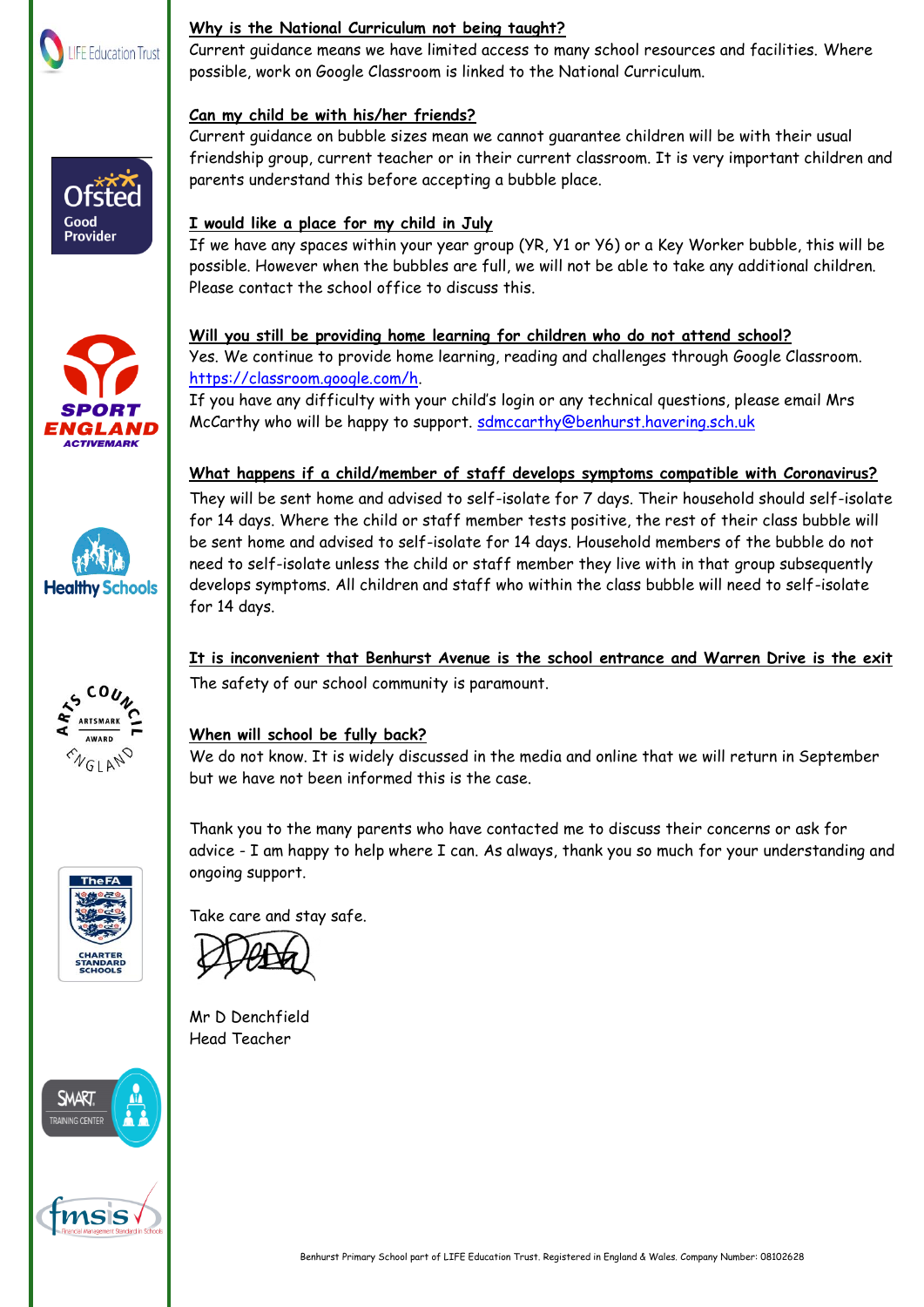**Why is the National Curriculum not being taught?**

Current guidance means we have limited access to many school resources and facilities. Where possible, work on Google Classroom is linked to the National Curriculum.

**Can my child be with his/her friends?**

Current guidance on bubble sizes mean we cannot guarantee children will be with their usual friendship group, current teacher or in their current classroom. It is very important children and parents understand this before accepting a bubble place.

**I would like a place for my child in July**

If we have any spaces within your year group (YR, Y1 or Y6) or a Key Worker bubble, this will be possible. However when the bubbles are full, we will not be able to take any additional children. Please contact the school office to discuss this.

**Will you still be providing home learning for children who do not attend school?**

Yes. We continue to provide home learning, reading and challenges through Google Classroom. https://classroom.google.com/h.

If you have any difficulty with your child's login or any technical questions, please email Mrs McCarthy who will be happy to support. sdmccarthy@benhurst.havering.sch.uk

**What happens if a child/member of staff develops symptoms compatible with Coronavirus?**

They will be sent home and advised to self-isolate for 7 days. Their household should self-isolate for 14 days. Where the child or staff member tests positive, the rest of their class bubble will be sent home and advised to self-isolate for 14 days. Household members of the bubble do not need to self-isolate unless the child or staff member they live with in that group subsequently develops symptoms. All children and staff who within the class bubble will need to self-isolate for 14 days.

**It is inconvenient that Benhurst Avenue is the school entrance and Warren Drive is the exit**

The safety of our school community is paramount.

**When will school be fully back?**

We do not know. It is widely discussed in the media and online that we will return in September but we have not been informed this is the case.

Thank you to the many parents who have contacted me to discuss their concerns or ask for advice - I am happy to help where I can. As always, thank you so much for your understanding and ongoing support.

Take care and stay safe.

Mr D Denchfield
Head Teacher

Benhurst Primary School part of LIFE Education Trust. Registered in England & Wales. Company Number: 08102628